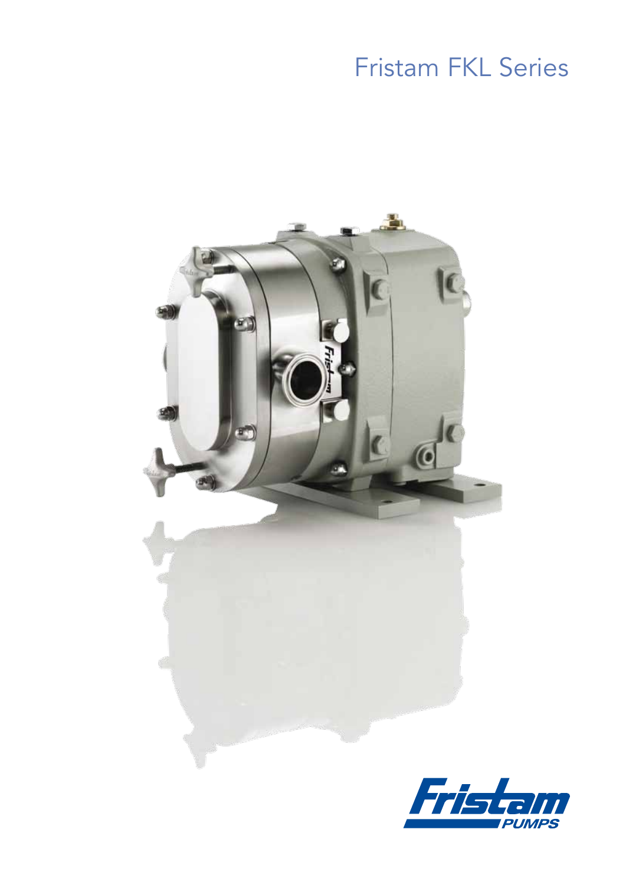# Fristam FKL Series

Fristam PUMPS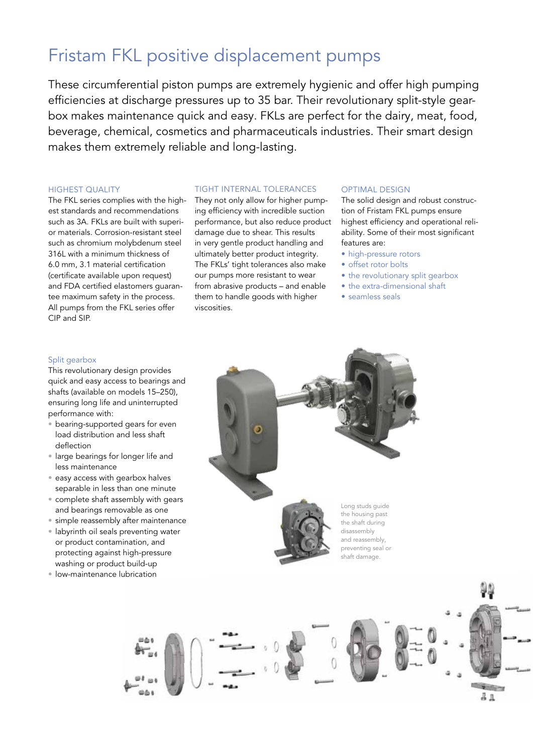# Fristam FKL positive displacement pumps

These circumferential piston pumps are extremely hygienic and offer high pumping efficiencies at discharge pressures up to 35 bar. Their revolutionary split-style gearbox makes maintenance quick and easy. FKLs are perfect for the dairy, meat, food, beverage, chemical, cosmetics and pharmaceuticals industries. Their smart design makes them extremely reliable and long-lasting.

### HIGHEST QUALITY

The FKL series complies with the highest standards and recommendations such as 3A. FKLs are built with superior materials. Corrosion-resistant steel such as chromium molybdenum steel 316L with a minimum thickness of 6.0 mm, 3.1 material certification (certificate available upon request) and FDA certified elastomers guarantee maximum safety in the process. All pumps from the FKL series offer CIP and SIP.

### TIGHT INTERNAL TOLERANCES

They not only allow for higher pumping efficiency with incredible suction performance, but also reduce product damage due to shear. This results in very gentle product handling and ultimately better product integrity. The FKLs' tight tolerances also make our pumps more resistant to wear from abrasive products – and enable them to handle goods with higher viscosities.

### OPTIMAL DESIGN

The solid design and robust construction of Fristam FKL pumps ensure highest efficiency and operational reliability. Some of their most significant features are:

- high-pressure rotors
- offset rotor bolts
- the revolutionary split gearbox
- the extra-dimensional shaft
- seamless seals

### Split gearbox

This revolutionary design provides quick and easy access to bearings and shafts (available on models 15–250), ensuring long life and uninterrupted performance with:

- bearing-supported gears for even load distribution and less shaft deflection
- large bearings for longer life and less maintenance
- easy access with gearbox halves separable in less than one minute
- complete shaft assembly with gears and bearings removable as one
- simple reassembly after maintenance
- labyrinth oil seals preventing water or product contamination, and protecting against high-pressure washing or product build-up
- low-maintenance lubrication

Long studs guide the housing past the shaft during disassembly and reassembly, preventing seal or shaft damage.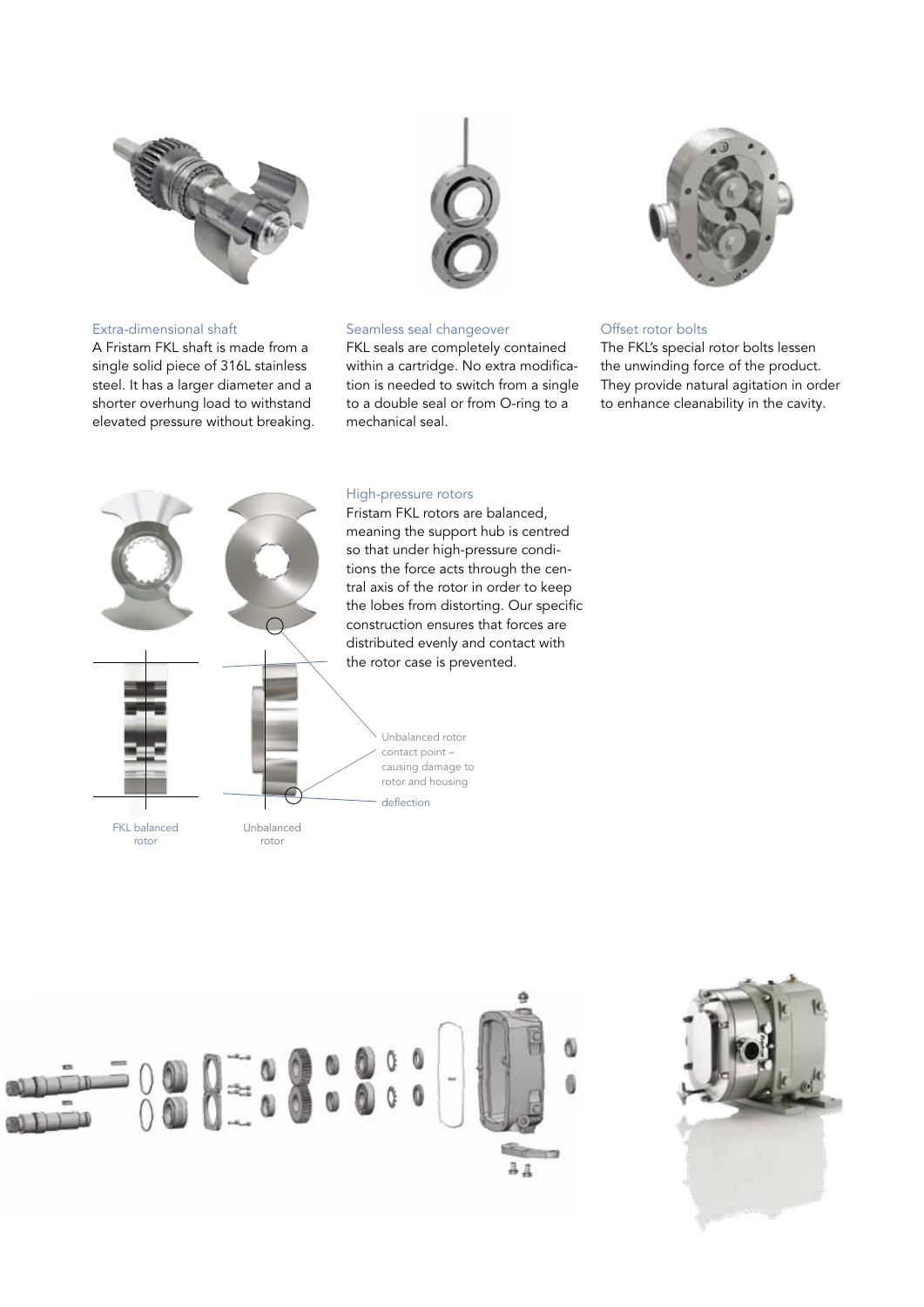### Extra-dimensional shaft

A Fristam FKL shaft is made from a single solid piece of 316L stainless steel. It has a larger diameter and a shorter overhung load to withstand elevated pressure without breaking.

### Seamless seal changeover

FKL seals are completely contained within a cartridge. No extra modification is needed to switch from a single to a double seal or from O-ring to a mechanical seal.

### Offset rotor bolts

The FKL's special rotor bolts lessen the unwinding force of the product. They provide natural agitation in order to enhance cleanability in the cavity.

### High-pressure rotors

Fristam FKL rotors are balanced, meaning the support hub is centred so that under high-pressure conditions the force acts through the central axis of the rotor in order to keep the lobes from distorting. Our specific construction ensures that forces are distributed evenly and contact with the rotor case is prevented.

Unbalanced rotor contact point – causing damage to rotor and housing

deflection

FKL balanced rotor

Unbalanced rotor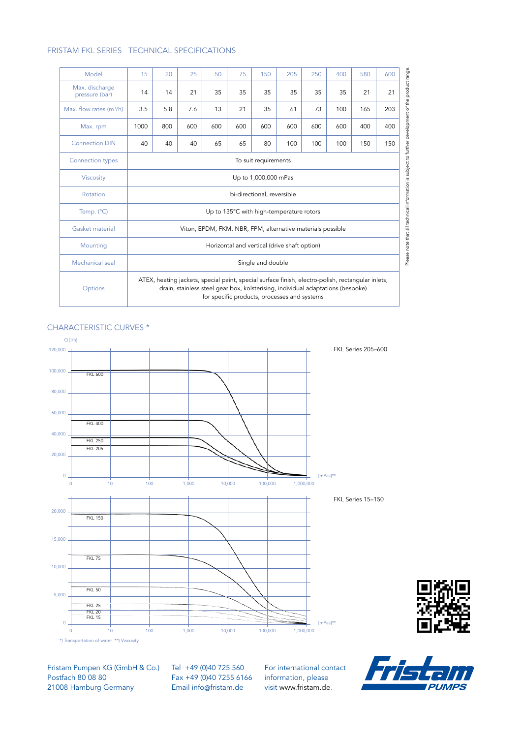## FRISTAM FKL SERIES TECHNICAL SPECIFICATIONS

| Model | 15 | 20 | 25 | 50 | 75 | 150 | 205 | 250 | 400 | 580 | 600 |
|---|---|---|---|---|---|---|---|---|---|---|---|
| Max. discharge pressure (bar) | 14 | 14 | 21 | 35 | 35 | 35 | 35 | 35 | 35 | 21 | 21 |
| Max. flow rates ($m^3$/h) | 3.5 | 5.8 | 7.6 | 13 | 21 | 35 | 61 | 73 | 100 | 165 | 203 |
| Max. rpm | 1000 | 800 | 600 | 600 | 600 | 600 | 600 | 600 | 600 | 400 | 400 |
| Connection DIN | 40 | 40 | 40 | 65 | 65 | 80 | 100 | 100 | 100 | 150 | 150 |
| Connection types | To suit requirements | | | | | | | | | | |
| Viscosity | Up to 1,000,000 mPas | | | | | | | | | | |
| Rotation | bi-directional, reversible | | | | | | | | | | |
| Temp. (°C) | Up to 135°C with high-temperature rotors | | | | | | | | | | |
| Gasket material | Viton, EPDM, FKM, NBR, FPM, alternative materials possible | | | | | | | | | | |
| Mounting | Horizontal and vertical (drive shaft option) | | | | | | | | | | |
| Mechanical seal | Single and double | | | | | | | | | | |
| Options | ATEX, heating jackets, special paint, special surface finish, electro-polish, rectangular inlets, drain, stainless steel gear box, kolsterising, individual adaptations (bespoke) for specific products, processes and systems | | | | | | | | | | |

Please note that all technical information is subject to further development of the product range.

## CHARACTERISTIC CURVES *

FKL Series 205–600

Q [l/h]

120,000
100,000
80,000
60,000
40,000
20,000
0

FKL 600
FKL 400
FKL 250
FKL 205

0 10 100 1,000 10,000 100,000 1,000,000 [mPas]**

FKL Series 15–150

20,000
15,000
10,000
5,000
0

FKL 150
FKL 75
FKL 50
FKL 25
FKL 20
FKL 15

0 10 100 1,000 10,000 100,000 1,000,000 [mPas]**

*) Transportation of water **) Viscosity

Fristam Pumpen KG (GmbH & Co.)
Postfach 80 08 80
21008 Hamburg Germany

Tel +49 (0)40 725 560
Fax +49 (0)40 7255 6166
Email info@fristam.de

For international contact information, please visit www.fristam.de.

Fristam PUMPS